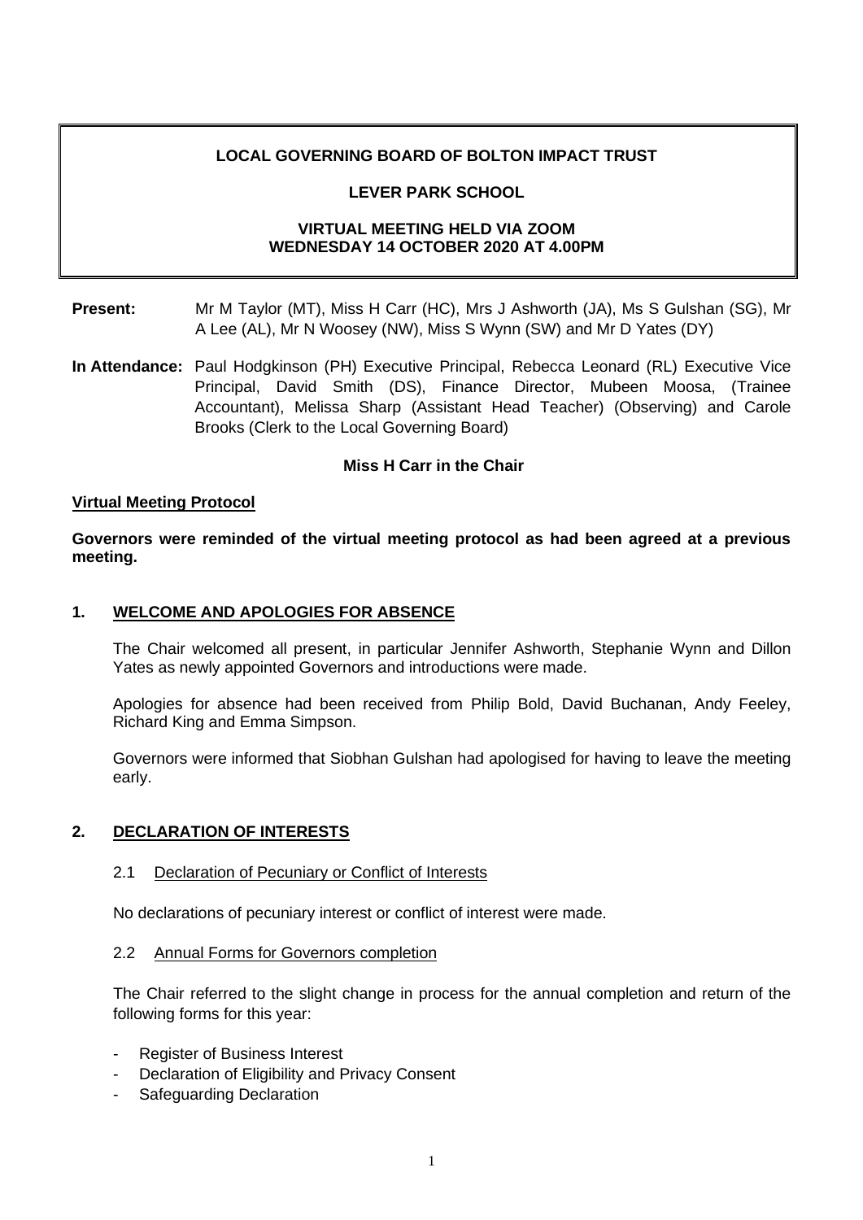**LOCAL GOVERNING BOARD OF BOLTON IMPACT TRUST**

**LEVER PARK SCHOOL**

**VIRTUAL MEETING HELD VIA ZOOM**
**WEDNESDAY 14 OCTOBER 2020 AT 4.00PM**

**Present:** Mr M Taylor (MT), Miss H Carr (HC), Mrs J Ashworth (JA), Ms S Gulshan (SG), Mr A Lee (AL), Mr N Woosey (NW), Miss S Wynn (SW) and Mr D Yates (DY)

**In Attendance:** Paul Hodgkinson (PH) Executive Principal, Rebecca Leonard (RL) Executive Vice Principal, David Smith (DS), Finance Director, Mubeen Moosa, (Trainee Accountant), Melissa Sharp (Assistant Head Teacher) (Observing) and Carole Brooks (Clerk to the Local Governing Board)

**Miss H Carr in the Chair**

**Virtual Meeting Protocol**

**Governors were reminded of the virtual meeting protocol as had been agreed at a previous meeting.**

## 1. WELCOME AND APOLOGIES FOR ABSENCE

The Chair welcomed all present, in particular Jennifer Ashworth, Stephanie Wynn and Dillon Yates as newly appointed Governors and introductions were made.

Apologies for absence had been received from Philip Bold, David Buchanan, Andy Feeley, Richard King and Emma Simpson.

Governors were informed that Siobhan Gulshan had apologised for having to leave the meeting early.

## 2. DECLARATION OF INTERESTS

### 2.1 Declaration of Pecuniary or Conflict of Interests

No declarations of pecuniary interest or conflict of interest were made.

### 2.2 Annual Forms for Governors completion

The Chair referred to the slight change in process for the annual completion and return of the following forms for this year:

- Register of Business Interest
- Declaration of Eligibility and Privacy Consent
- Safeguarding Declaration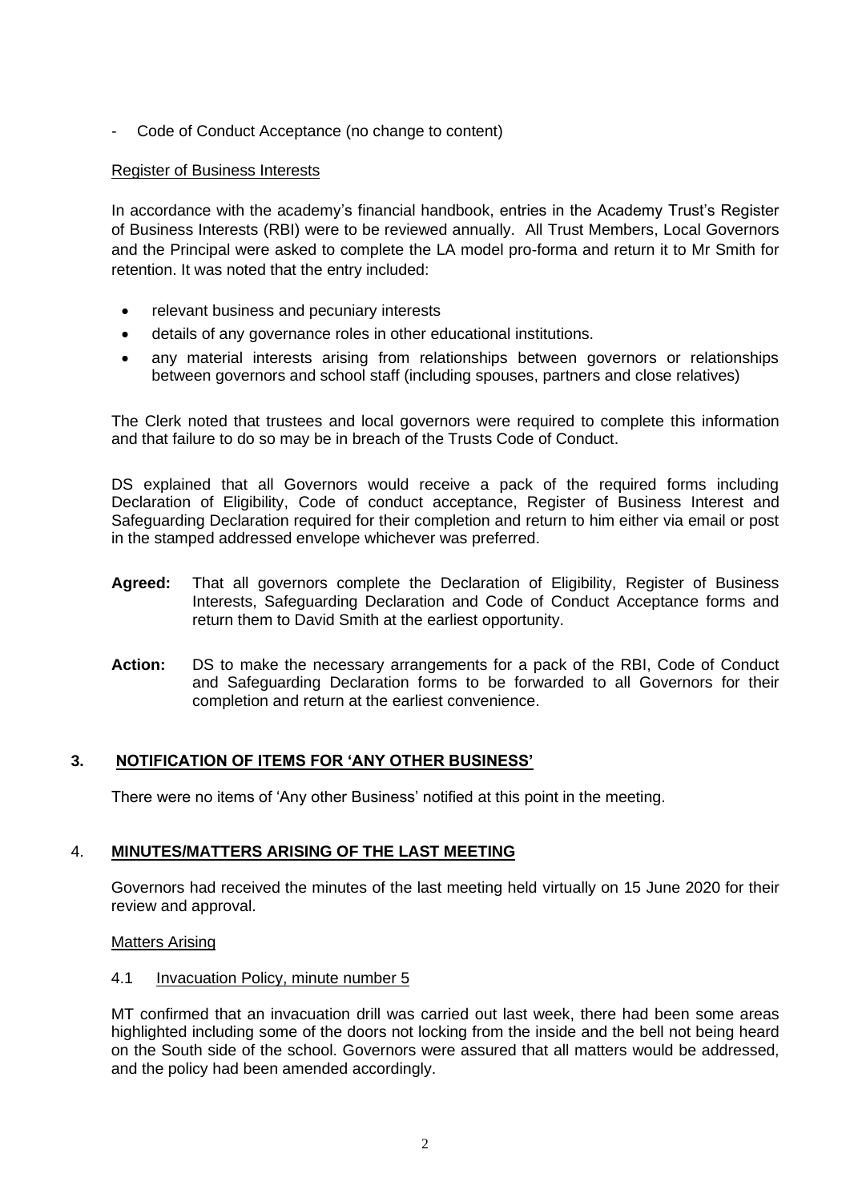- Code of Conduct Acceptance (no change to content)

Register of Business Interests

In accordance with the academy's financial handbook, entries in the Academy Trust's Register of Business Interests (RBI) were to be reviewed annually. All Trust Members, Local Governors and the Principal were asked to complete the LA model pro-forma and return it to Mr Smith for retention. It was noted that the entry included:

- relevant business and pecuniary interests
- details of any governance roles in other educational institutions.
- any material interests arising from relationships between governors or relationships between governors and school staff (including spouses, partners and close relatives)

The Clerk noted that trustees and local governors were required to complete this information and that failure to do so may be in breach of the Trusts Code of Conduct.

DS explained that all Governors would receive a pack of the required forms including Declaration of Eligibility, Code of conduct acceptance, Register of Business Interest and Safeguarding Declaration required for their completion and return to him either via email or post in the stamped addressed envelope whichever was preferred.

**Agreed:** That all governors complete the Declaration of Eligibility, Register of Business Interests, Safeguarding Declaration and Code of Conduct Acceptance forms and return them to David Smith at the earliest opportunity.

**Action:** DS to make the necessary arrangements for a pack of the RBI, Code of Conduct and Safeguarding Declaration forms to be forwarded to all Governors for their completion and return at the earliest convenience.

## 3. NOTIFICATION OF ITEMS FOR 'ANY OTHER BUSINESS'

There were no items of 'Any other Business' notified at this point in the meeting.

## 4. MINUTES/MATTERS ARISING OF THE LAST MEETING

Governors had received the minutes of the last meeting held virtually on 15 June 2020 for their review and approval.

Matters Arising

4.1 Invacuation Policy, minute number 5

MT confirmed that an invacuation drill was carried out last week, there had been some areas highlighted including some of the doors not locking from the inside and the bell not being heard on the South side of the school. Governors were assured that all matters would be addressed, and the policy had been amended accordingly.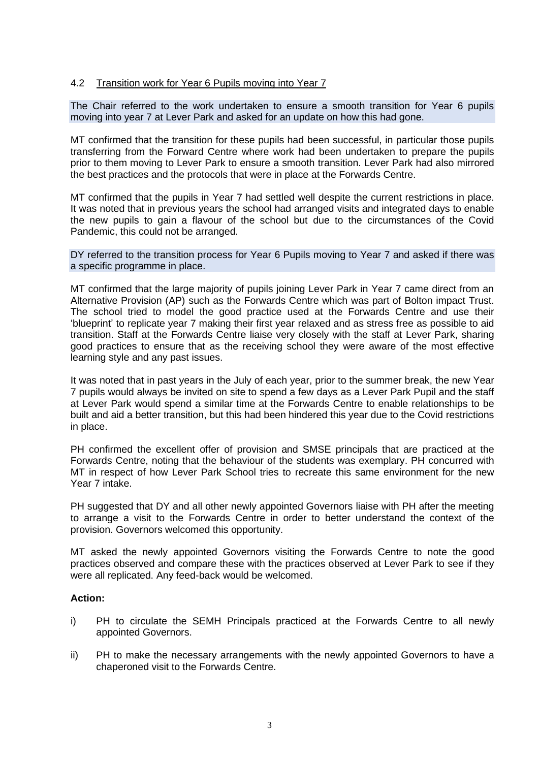### 4.2 Transition work for Year 6 Pupils moving into Year 7

The Chair referred to the work undertaken to ensure a smooth transition for Year 6 pupils moving into year 7 at Lever Park and asked for an update on how this had gone.

MT confirmed that the transition for these pupils had been successful, in particular those pupils transferring from the Forward Centre where work had been undertaken to prepare the pupils prior to them moving to Lever Park to ensure a smooth transition. Lever Park had also mirrored the best practices and the protocols that were in place at the Forwards Centre.

MT confirmed that the pupils in Year 7 had settled well despite the current restrictions in place. It was noted that in previous years the school had arranged visits and integrated days to enable the new pupils to gain a flavour of the school but due to the circumstances of the Covid Pandemic, this could not be arranged.

DY referred to the transition process for Year 6 Pupils moving to Year 7 and asked if there was a specific programme in place.

MT confirmed that the large majority of pupils joining Lever Park in Year 7 came direct from an Alternative Provision (AP) such as the Forwards Centre which was part of Bolton impact Trust. The school tried to model the good practice used at the Forwards Centre and use their 'blueprint' to replicate year 7 making their first year relaxed and as stress free as possible to aid transition. Staff at the Forwards Centre liaise very closely with the staff at Lever Park, sharing good practices to ensure that as the receiving school they were aware of the most effective learning style and any past issues.

It was noted that in past years in the July of each year, prior to the summer break, the new Year 7 pupils would always be invited on site to spend a few days as a Lever Park Pupil and the staff at Lever Park would spend a similar time at the Forwards Centre to enable relationships to be built and aid a better transition, but this had been hindered this year due to the Covid restrictions in place.

PH confirmed the excellent offer of provision and SMSE principals that are practiced at the Forwards Centre, noting that the behaviour of the students was exemplary. PH concurred with MT in respect of how Lever Park School tries to recreate this same environment for the new Year 7 intake.

PH suggested that DY and all other newly appointed Governors liaise with PH after the meeting to arrange a visit to the Forwards Centre in order to better understand the context of the provision. Governors welcomed this opportunity.

MT asked the newly appointed Governors visiting the Forwards Centre to note the good practices observed and compare these with the practices observed at Lever Park to see if they were all replicated. Any feed-back would be welcomed.

**Action:**

i) PH to circulate the SEMH Principals practiced at the Forwards Centre to all newly appointed Governors.

ii) PH to make the necessary arrangements with the newly appointed Governors to have a chaperoned visit to the Forwards Centre.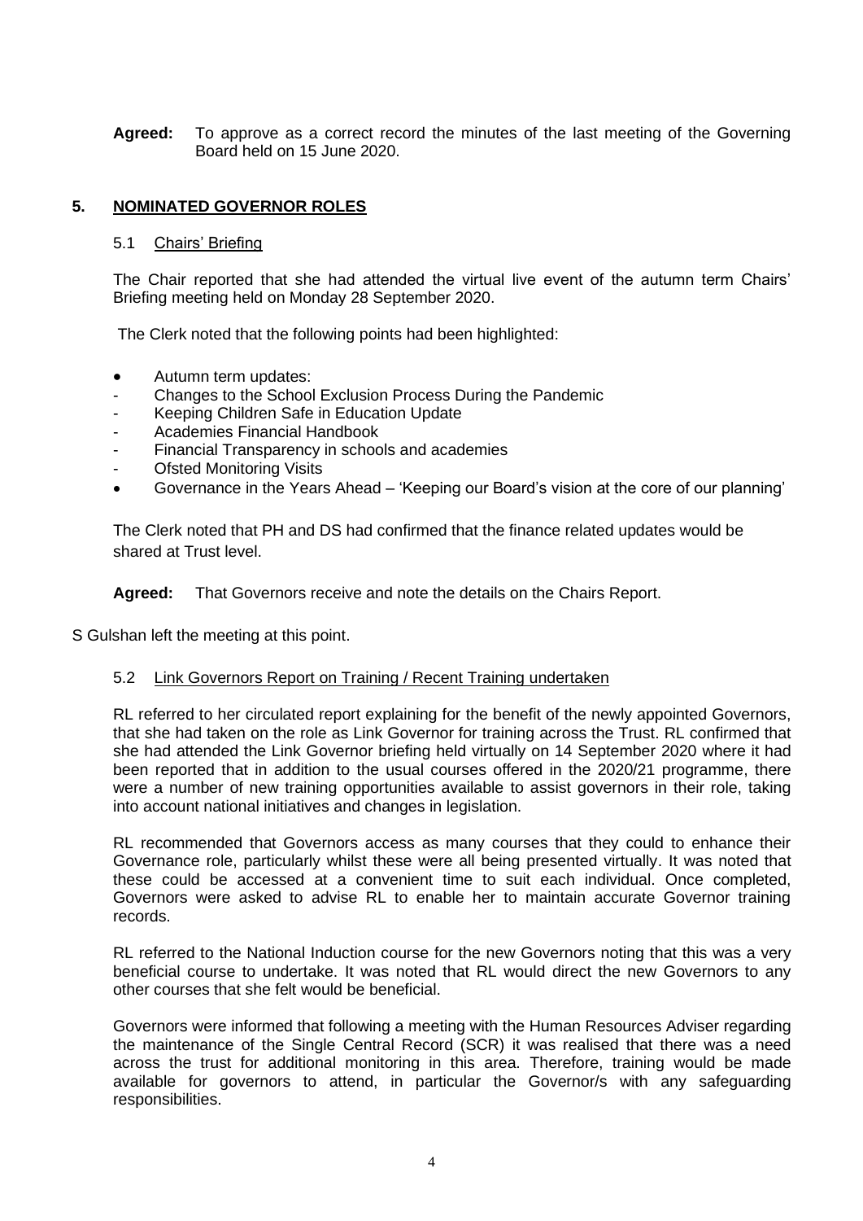**Agreed:** To approve as a correct record the minutes of the last meeting of the Governing Board held on 15 June 2020.

## 5. NOMINATED GOVERNOR ROLES

### 5.1 Chairs' Briefing

The Chair reported that she had attended the virtual live event of the autumn term Chairs' Briefing meeting held on Monday 28 September 2020.

The Clerk noted that the following points had been highlighted:

- Autumn term updates:
  - Changes to the School Exclusion Process During the Pandemic
  - Keeping Children Safe in Education Update
  - Academies Financial Handbook
  - Financial Transparency in schools and academies
  - Ofsted Monitoring Visits
- Governance in the Years Ahead – 'Keeping our Board's vision at the core of our planning'

The Clerk noted that PH and DS had confirmed that the finance related updates would be shared at Trust level.

**Agreed:** That Governors receive and note the details on the Chairs Report.

S Gulshan left the meeting at this point.

### 5.2 Link Governors Report on Training / Recent Training undertaken

RL referred to her circulated report explaining for the benefit of the newly appointed Governors, that she had taken on the role as Link Governor for training across the Trust. RL confirmed that she had attended the Link Governor briefing held virtually on 14 September 2020 where it had been reported that in addition to the usual courses offered in the 2020/21 programme, there were a number of new training opportunities available to assist governors in their role, taking into account national initiatives and changes in legislation.

RL recommended that Governors access as many courses that they could to enhance their Governance role, particularly whilst these were all being presented virtually. It was noted that these could be accessed at a convenient time to suit each individual. Once completed, Governors were asked to advise RL to enable her to maintain accurate Governor training records.

RL referred to the National Induction course for the new Governors noting that this was a very beneficial course to undertake. It was noted that RL would direct the new Governors to any other courses that she felt would be beneficial.

Governors were informed that following a meeting with the Human Resources Adviser regarding the maintenance of the Single Central Record (SCR) it was realised that there was a need across the trust for additional monitoring in this area. Therefore, training would be made available for governors to attend, in particular the Governor/s with any safeguarding responsibilities.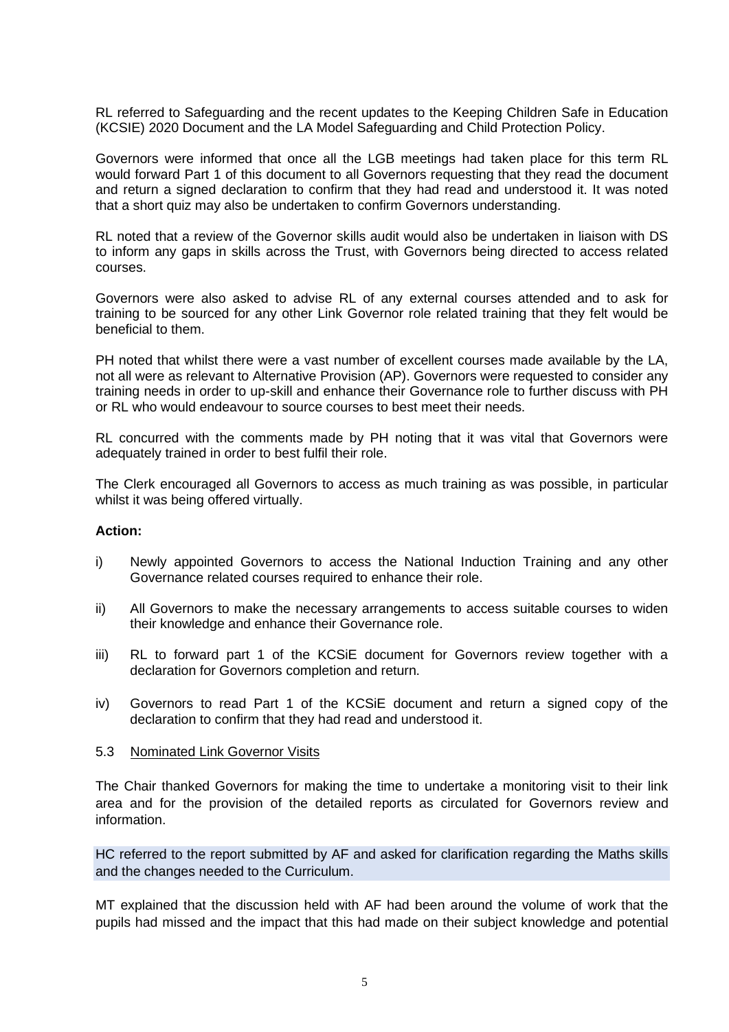RL referred to Safeguarding and the recent updates to the Keeping Children Safe in Education (KCSIE) 2020 Document and the LA Model Safeguarding and Child Protection Policy.

Governors were informed that once all the LGB meetings had taken place for this term RL would forward Part 1 of this document to all Governors requesting that they read the document and return a signed declaration to confirm that they had read and understood it. It was noted that a short quiz may also be undertaken to confirm Governors understanding.

RL noted that a review of the Governor skills audit would also be undertaken in liaison with DS to inform any gaps in skills across the Trust, with Governors being directed to access related courses.

Governors were also asked to advise RL of any external courses attended and to ask for training to be sourced for any other Link Governor role related training that they felt would be beneficial to them.

PH noted that whilst there were a vast number of excellent courses made available by the LA, not all were as relevant to Alternative Provision (AP). Governors were requested to consider any training needs in order to up-skill and enhance their Governance role to further discuss with PH or RL who would endeavour to source courses to best meet their needs.

RL concurred with the comments made by PH noting that it was vital that Governors were adequately trained in order to best fulfil their role.

The Clerk encouraged all Governors to access as much training as was possible, in particular whilst it was being offered virtually.

**Action:**

i) Newly appointed Governors to access the National Induction Training and any other Governance related courses required to enhance their role.

ii) All Governors to make the necessary arrangements to access suitable courses to widen their knowledge and enhance their Governance role.

iii) RL to forward part 1 of the KCSiE document for Governors review together with a declaration for Governors completion and return.

iv) Governors to read Part 1 of the KCSiE document and return a signed copy of the declaration to confirm that they had read and understood it.

5.3 <u>Nominated Link Governor Visits</u>

The Chair thanked Governors for making the time to undertake a monitoring visit to their link area and for the provision of the detailed reports as circulated for Governors review and information.

HC referred to the report submitted by AF and asked for clarification regarding the Maths skills and the changes needed to the Curriculum.

MT explained that the discussion held with AF had been around the volume of work that the pupils had missed and the impact that this had made on their subject knowledge and potential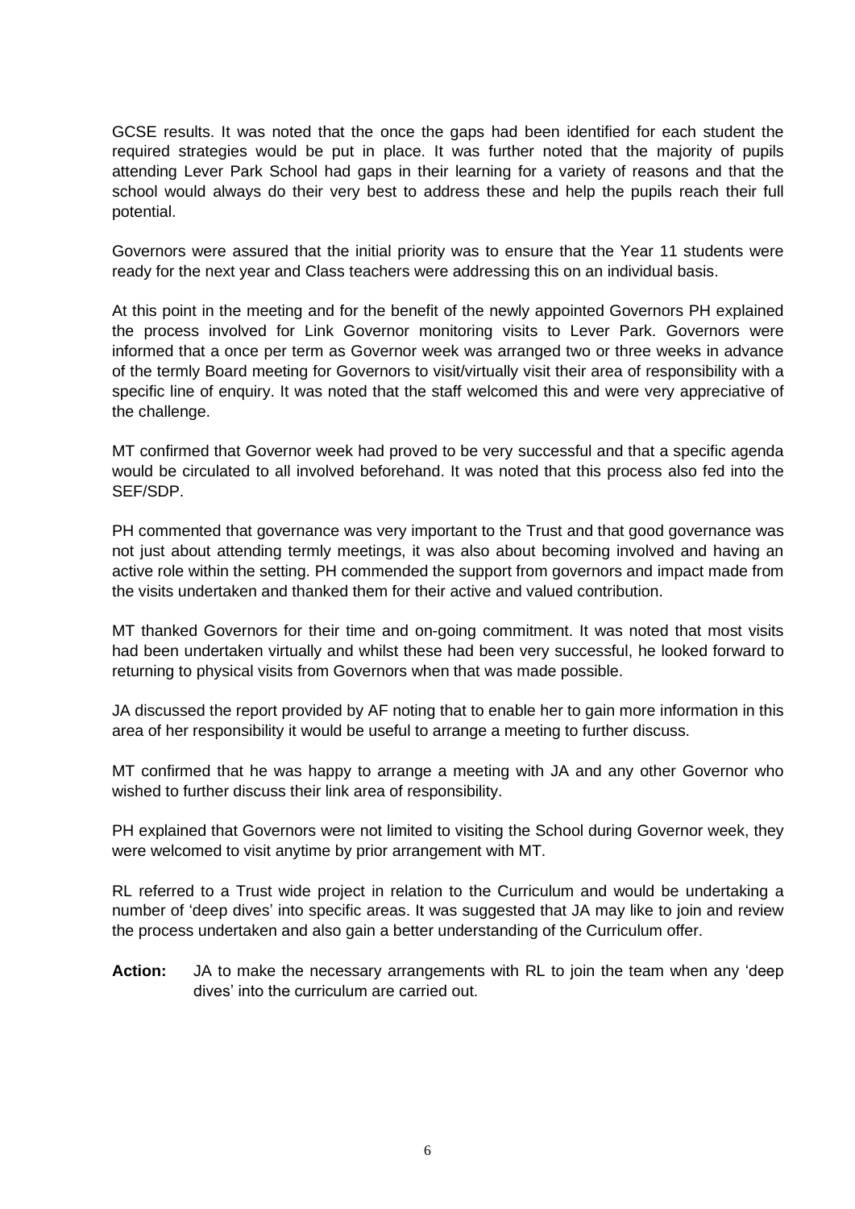GCSE results. It was noted that the once the gaps had been identified for each student the required strategies would be put in place. It was further noted that the majority of pupils attending Lever Park School had gaps in their learning for a variety of reasons and that the school would always do their very best to address these and help the pupils reach their full potential.

Governors were assured that the initial priority was to ensure that the Year 11 students were ready for the next year and Class teachers were addressing this on an individual basis.

At this point in the meeting and for the benefit of the newly appointed Governors PH explained the process involved for Link Governor monitoring visits to Lever Park. Governors were informed that a once per term as Governor week was arranged two or three weeks in advance of the termly Board meeting for Governors to visit/virtually visit their area of responsibility with a specific line of enquiry. It was noted that the staff welcomed this and were very appreciative of the challenge.

MT confirmed that Governor week had proved to be very successful and that a specific agenda would be circulated to all involved beforehand. It was noted that this process also fed into the SEF/SDP.

PH commented that governance was very important to the Trust and that good governance was not just about attending termly meetings, it was also about becoming involved and having an active role within the setting. PH commended the support from governors and impact made from the visits undertaken and thanked them for their active and valued contribution.

MT thanked Governors for their time and on-going commitment. It was noted that most visits had been undertaken virtually and whilst these had been very successful, he looked forward to returning to physical visits from Governors when that was made possible.

JA discussed the report provided by AF noting that to enable her to gain more information in this area of her responsibility it would be useful to arrange a meeting to further discuss.

MT confirmed that he was happy to arrange a meeting with JA and any other Governor who wished to further discuss their link area of responsibility.

PH explained that Governors were not limited to visiting the School during Governor week, they were welcomed to visit anytime by prior arrangement with MT.

RL referred to a Trust wide project in relation to the Curriculum and would be undertaking a number of 'deep dives' into specific areas. It was suggested that JA may like to join and review the process undertaken and also gain a better understanding of the Curriculum offer.

**Action:** JA to make the necessary arrangements with RL to join the team when any 'deep dives' into the curriculum are carried out.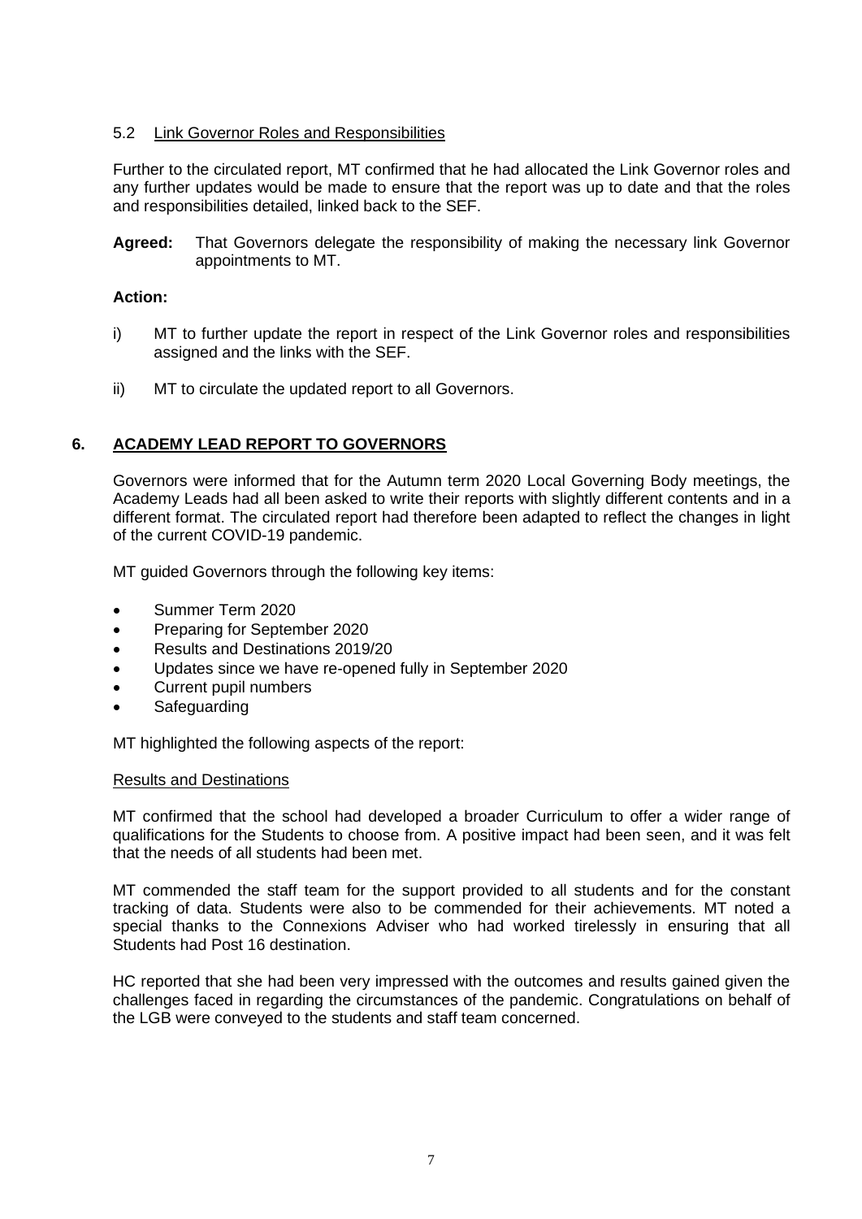5.2 Link Governor Roles and Responsibilities

Further to the circulated report, MT confirmed that he had allocated the Link Governor roles and any further updates would be made to ensure that the report was up to date and that the roles and responsibilities detailed, linked back to the SEF.

**Agreed:** That Governors delegate the responsibility of making the necessary link Governor appointments to MT.

**Action:**

i) MT to further update the report in respect of the Link Governor roles and responsibilities assigned and the links with the SEF.

ii) MT to circulate the updated report to all Governors.

## 6. ACADEMY LEAD REPORT TO GOVERNORS

Governors were informed that for the Autumn term 2020 Local Governing Body meetings, the Academy Leads had all been asked to write their reports with slightly different contents and in a different format. The circulated report had therefore been adapted to reflect the changes in light of the current COVID-19 pandemic.

MT guided Governors through the following key items:

- Summer Term 2020
- Preparing for September 2020
- Results and Destinations 2019/20
- Updates since we have re-opened fully in September 2020
- Current pupil numbers
- Safeguarding

MT highlighted the following aspects of the report:

Results and Destinations

MT confirmed that the school had developed a broader Curriculum to offer a wider range of qualifications for the Students to choose from. A positive impact had been seen, and it was felt that the needs of all students had been met.

MT commended the staff team for the support provided to all students and for the constant tracking of data. Students were also to be commended for their achievements. MT noted a special thanks to the Connexions Adviser who had worked tirelessly in ensuring that all Students had Post 16 destination.

HC reported that she had been very impressed with the outcomes and results gained given the challenges faced in regarding the circumstances of the pandemic. Congratulations on behalf of the LGB were conveyed to the students and staff team concerned.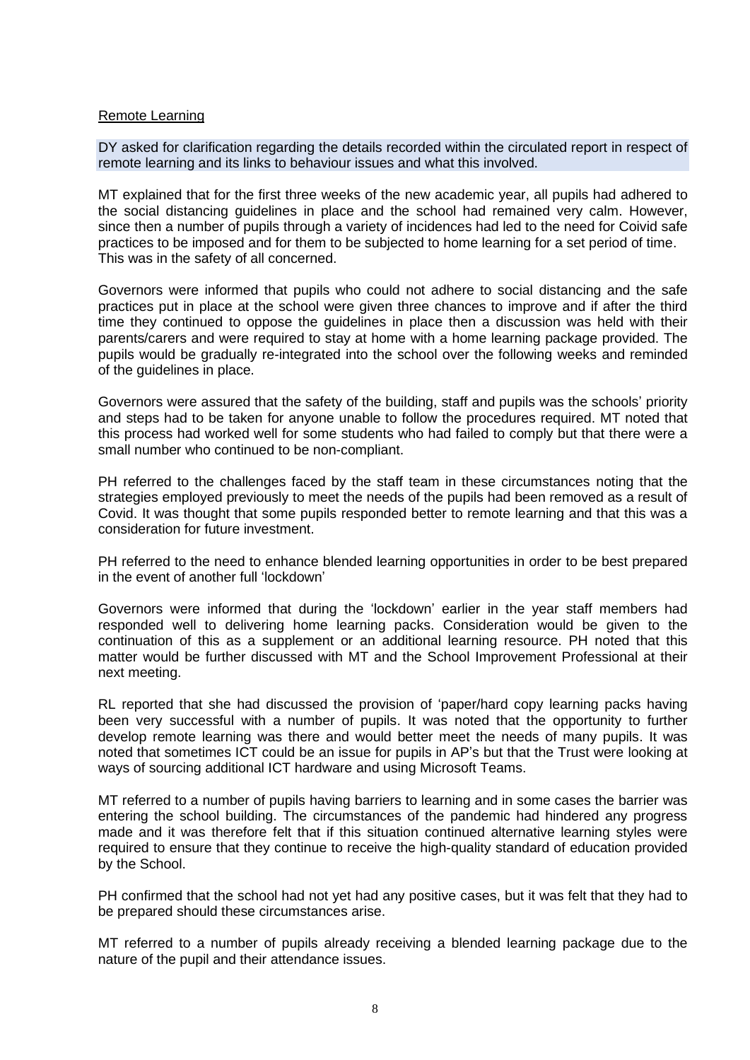Remote Learning

DY asked for clarification regarding the details recorded within the circulated report in respect of remote learning and its links to behaviour issues and what this involved.

MT explained that for the first three weeks of the new academic year, all pupils had adhered to the social distancing guidelines in place and the school had remained very calm. However, since then a number of pupils through a variety of incidences had led to the need for Coivid safe practices to be imposed and for them to be subjected to home learning for a set period of time. This was in the safety of all concerned.

Governors were informed that pupils who could not adhere to social distancing and the safe practices put in place at the school were given three chances to improve and if after the third time they continued to oppose the guidelines in place then a discussion was held with their parents/carers and were required to stay at home with a home learning package provided. The pupils would be gradually re-integrated into the school over the following weeks and reminded of the guidelines in place.

Governors were assured that the safety of the building, staff and pupils was the schools' priority and steps had to be taken for anyone unable to follow the procedures required. MT noted that this process had worked well for some students who had failed to comply but that there were a small number who continued to be non-compliant.

PH referred to the challenges faced by the staff team in these circumstances noting that the strategies employed previously to meet the needs of the pupils had been removed as a result of Covid. It was thought that some pupils responded better to remote learning and that this was a consideration for future investment.

PH referred to the need to enhance blended learning opportunities in order to be best prepared in the event of another full 'lockdown'

Governors were informed that during the 'lockdown' earlier in the year staff members had responded well to delivering home learning packs. Consideration would be given to the continuation of this as a supplement or an additional learning resource. PH noted that this matter would be further discussed with MT and the School Improvement Professional at their next meeting.

RL reported that she had discussed the provision of 'paper/hard copy learning packs having been very successful with a number of pupils. It was noted that the opportunity to further develop remote learning was there and would better meet the needs of many pupils. It was noted that sometimes ICT could be an issue for pupils in AP's but that the Trust were looking at ways of sourcing additional ICT hardware and using Microsoft Teams.

MT referred to a number of pupils having barriers to learning and in some cases the barrier was entering the school building. The circumstances of the pandemic had hindered any progress made and it was therefore felt that if this situation continued alternative learning styles were required to ensure that they continue to receive the high-quality standard of education provided by the School.

PH confirmed that the school had not yet had any positive cases, but it was felt that they had to be prepared should these circumstances arise.

MT referred to a number of pupils already receiving a blended learning package due to the nature of the pupil and their attendance issues.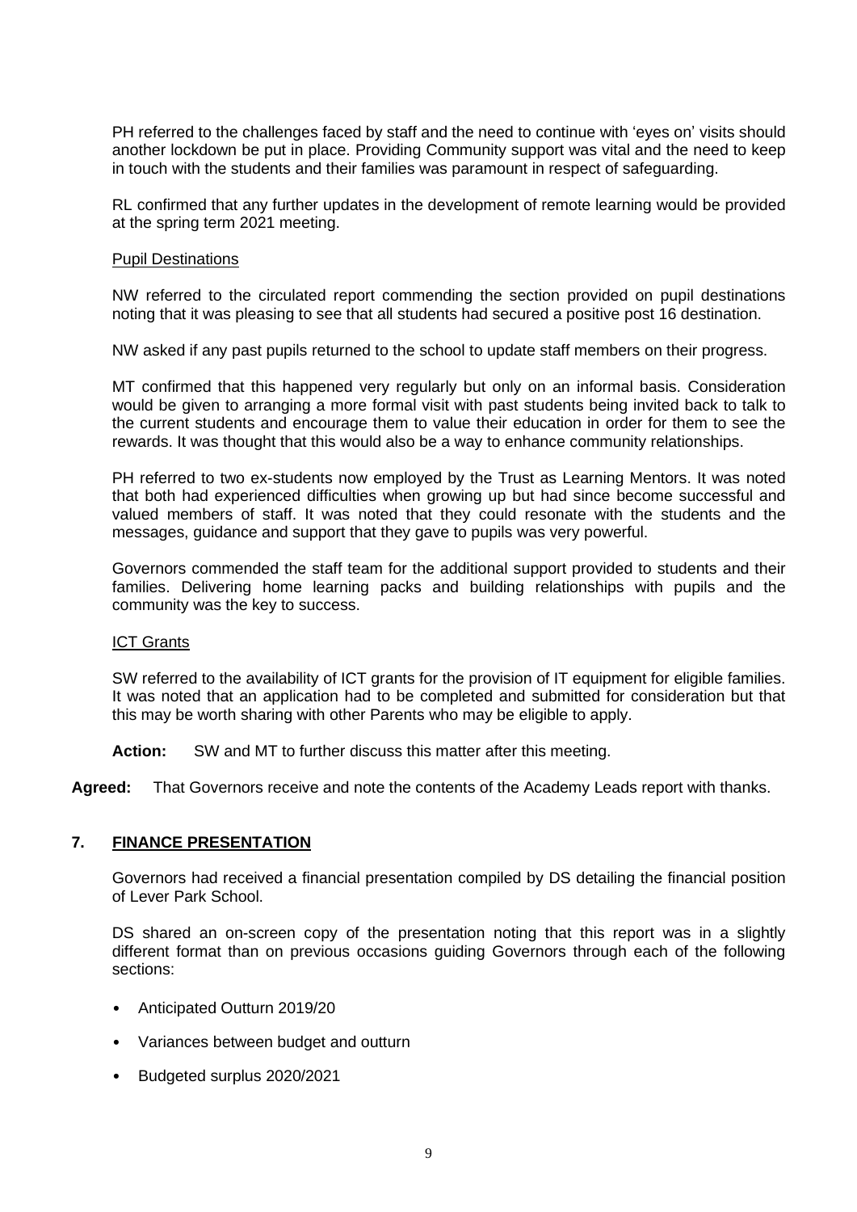PH referred to the challenges faced by staff and the need to continue with 'eyes on' visits should another lockdown be put in place. Providing Community support was vital and the need to keep in touch with the students and their families was paramount in respect of safeguarding.

RL confirmed that any further updates in the development of remote learning would be provided at the spring term 2021 meeting.

Pupil Destinations

NW referred to the circulated report commending the section provided on pupil destinations noting that it was pleasing to see that all students had secured a positive post 16 destination.

NW asked if any past pupils returned to the school to update staff members on their progress.

MT confirmed that this happened very regularly but only on an informal basis. Consideration would be given to arranging a more formal visit with past students being invited back to talk to the current students and encourage them to value their education in order for them to see the rewards. It was thought that this would also be a way to enhance community relationships.

PH referred to two ex-students now employed by the Trust as Learning Mentors. It was noted that both had experienced difficulties when growing up but had since become successful and valued members of staff. It was noted that they could resonate with the students and the messages, guidance and support that they gave to pupils was very powerful.

Governors commended the staff team for the additional support provided to students and their families. Delivering home learning packs and building relationships with pupils and the community was the key to success.

ICT Grants

SW referred to the availability of ICT grants for the provision of IT equipment for eligible families. It was noted that an application had to be completed and submitted for consideration but that this may be worth sharing with other Parents who may be eligible to apply.

**Action:** SW and MT to further discuss this matter after this meeting.

**Agreed:** That Governors receive and note the contents of the Academy Leads report with thanks.

## 7. FINANCE PRESENTATION

Governors had received a financial presentation compiled by DS detailing the financial position of Lever Park School.

DS shared an on-screen copy of the presentation noting that this report was in a slightly different format than on previous occasions guiding Governors through each of the following sections:

- Anticipated Outturn 2019/20
- Variances between budget and outturn
- Budgeted surplus 2020/2021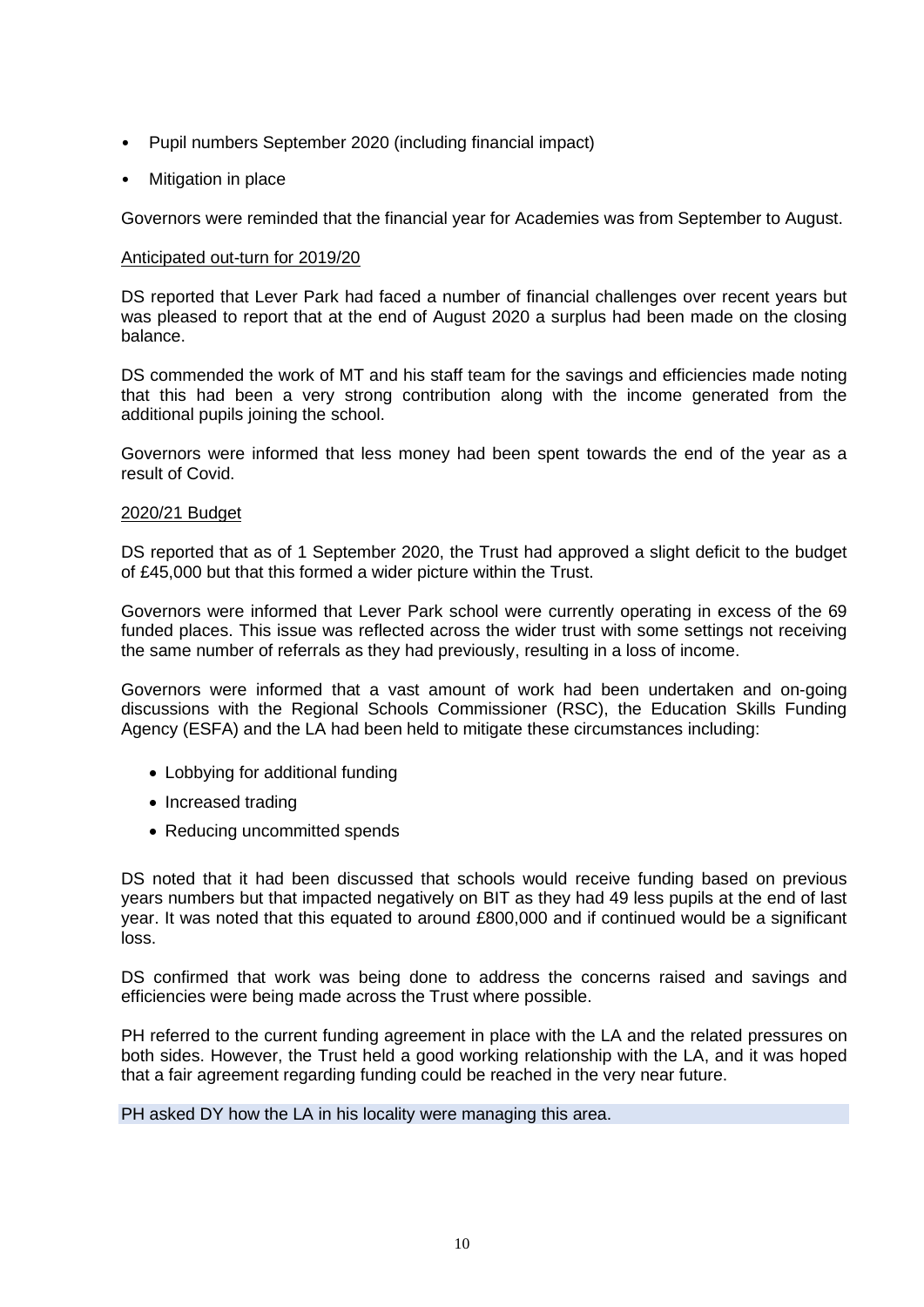- Pupil numbers September 2020 (including financial impact)
- Mitigation in place

Governors were reminded that the financial year for Academies was from September to August.

Anticipated out-turn for 2019/20

DS reported that Lever Park had faced a number of financial challenges over recent years but was pleased to report that at the end of August 2020 a surplus had been made on the closing balance.

DS commended the work of MT and his staff team for the savings and efficiencies made noting that this had been a very strong contribution along with the income generated from the additional pupils joining the school.

Governors were informed that less money had been spent towards the end of the year as a result of Covid.

2020/21 Budget

DS reported that as of 1 September 2020, the Trust had approved a slight deficit to the budget of £45,000 but that this formed a wider picture within the Trust.

Governors were informed that Lever Park school were currently operating in excess of the 69 funded places. This issue was reflected across the wider trust with some settings not receiving the same number of referrals as they had previously, resulting in a loss of income.

Governors were informed that a vast amount of work had been undertaken and on-going discussions with the Regional Schools Commissioner (RSC), the Education Skills Funding Agency (ESFA) and the LA had been held to mitigate these circumstances including:

- Lobbying for additional funding
- Increased trading
- Reducing uncommitted spends

DS noted that it had been discussed that schools would receive funding based on previous years numbers but that impacted negatively on BIT as they had 49 less pupils at the end of last year. It was noted that this equated to around £800,000 and if continued would be a significant loss.

DS confirmed that work was being done to address the concerns raised and savings and efficiencies were being made across the Trust where possible.

PH referred to the current funding agreement in place with the LA and the related pressures on both sides. However, the Trust held a good working relationship with the LA, and it was hoped that a fair agreement regarding funding could be reached in the very near future.

PH asked DY how the LA in his locality were managing this area.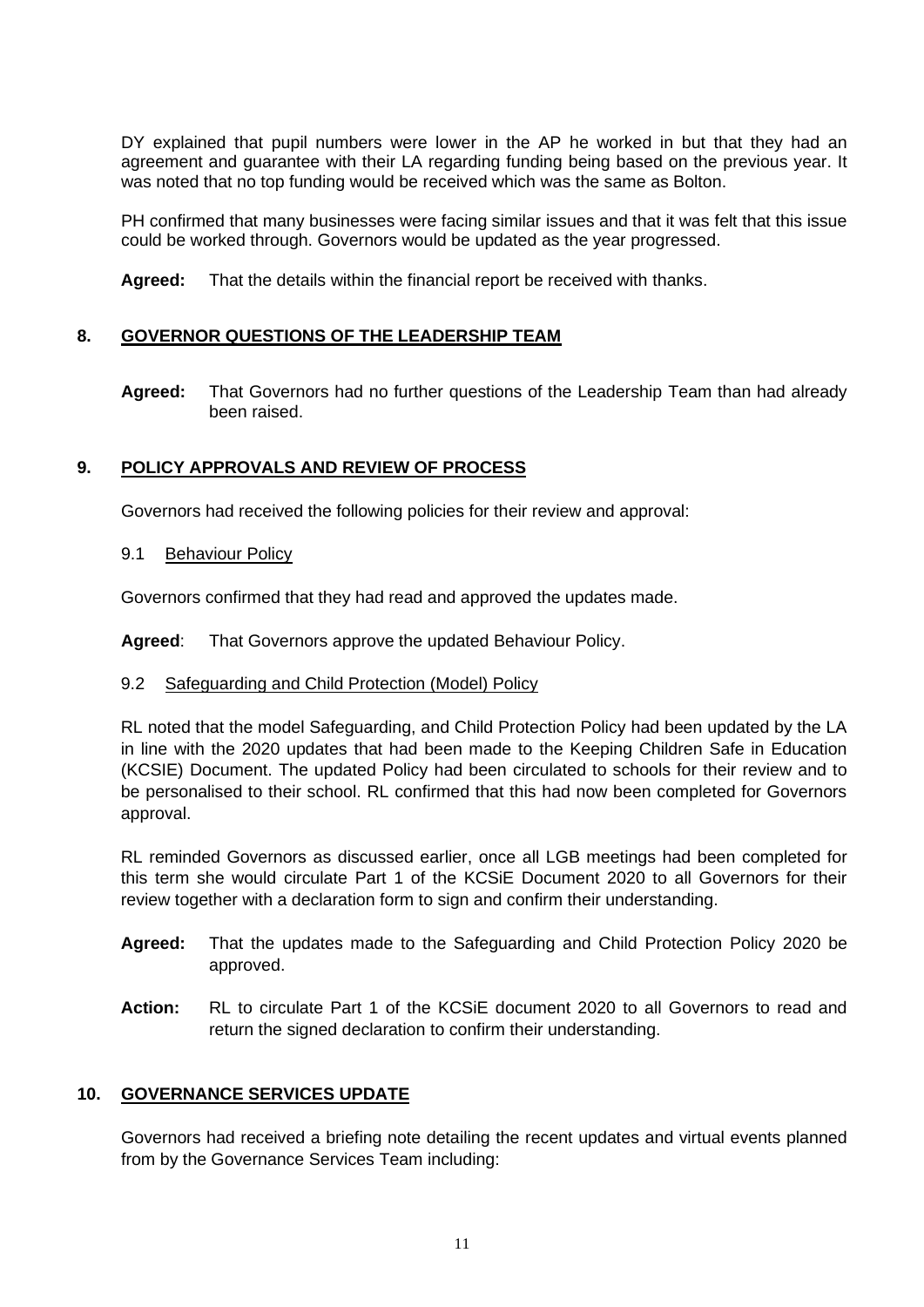DY explained that pupil numbers were lower in the AP he worked in but that they had an agreement and guarantee with their LA regarding funding being based on the previous year. It was noted that no top funding would be received which was the same as Bolton.

PH confirmed that many businesses were facing similar issues and that it was felt that this issue could be worked through. Governors would be updated as the year progressed.

**Agreed:** That the details within the financial report be received with thanks.

## 8. GOVERNOR QUESTIONS OF THE LEADERSHIP TEAM

**Agreed:** That Governors had no further questions of the Leadership Team than had already been raised.

## 9. POLICY APPROVALS AND REVIEW OF PROCESS

Governors had received the following policies for their review and approval:

### 9.1 Behaviour Policy

Governors confirmed that they had read and approved the updates made.

**Agreed**: That Governors approve the updated Behaviour Policy.

### 9.2 Safeguarding and Child Protection (Model) Policy

RL noted that the model Safeguarding, and Child Protection Policy had been updated by the LA in line with the 2020 updates that had been made to the Keeping Children Safe in Education (KCSIE) Document. The updated Policy had been circulated to schools for their review and to be personalised to their school. RL confirmed that this had now been completed for Governors approval.

RL reminded Governors as discussed earlier, once all LGB meetings had been completed for this term she would circulate Part 1 of the KCSiE Document 2020 to all Governors for their review together with a declaration form to sign and confirm their understanding.

**Agreed:** That the updates made to the Safeguarding and Child Protection Policy 2020 be approved.

**Action:** RL to circulate Part 1 of the KCSiE document 2020 to all Governors to read and return the signed declaration to confirm their understanding.

## 10. GOVERNANCE SERVICES UPDATE

Governors had received a briefing note detailing the recent updates and virtual events planned from by the Governance Services Team including: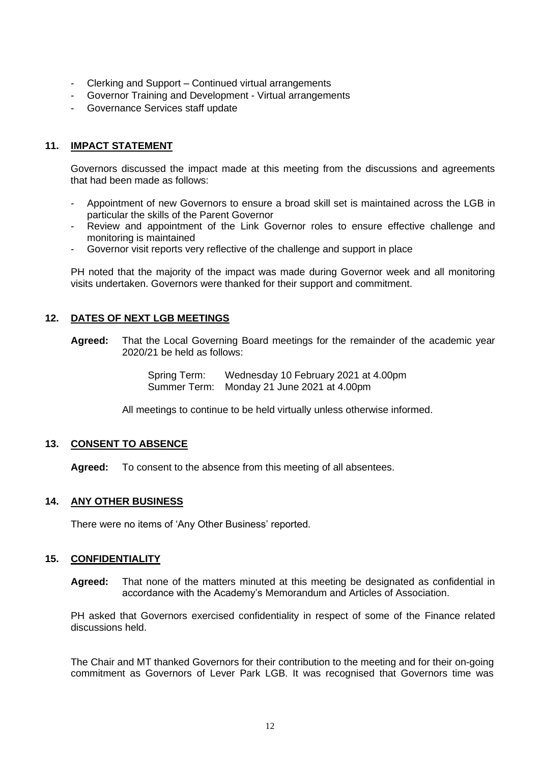- Clerking and Support – Continued virtual arrangements
- Governor Training and Development - Virtual arrangements
- Governance Services staff update

## 11. IMPACT STATEMENT

Governors discussed the impact made at this meeting from the discussions and agreements that had been made as follows:

- Appointment of new Governors to ensure a broad skill set is maintained across the LGB in particular the skills of the Parent Governor
- Review and appointment of the Link Governor roles to ensure effective challenge and monitoring is maintained
- Governor visit reports very reflective of the challenge and support in place

PH noted that the majority of the impact was made during Governor week and all monitoring visits undertaken. Governors were thanked for their support and commitment.

## 12. DATES OF NEXT LGB MEETINGS

**Agreed:** That the Local Governing Board meetings for the remainder of the academic year 2020/21 be held as follows:

Spring Term: Wednesday 10 February 2021 at 4.00pm
Summer Term: Monday 21 June 2021 at 4.00pm

All meetings to continue to be held virtually unless otherwise informed.

## 13. CONSENT TO ABSENCE

**Agreed:** To consent to the absence from this meeting of all absentees.

## 14. ANY OTHER BUSINESS

There were no items of 'Any Other Business' reported.

## 15. CONFIDENTIALITY

**Agreed:** That none of the matters minuted at this meeting be designated as confidential in accordance with the Academy's Memorandum and Articles of Association.

PH asked that Governors exercised confidentiality in respect of some of the Finance related discussions held.

The Chair and MT thanked Governors for their contribution to the meeting and for their on-going commitment as Governors of Lever Park LGB. It was recognised that Governors time was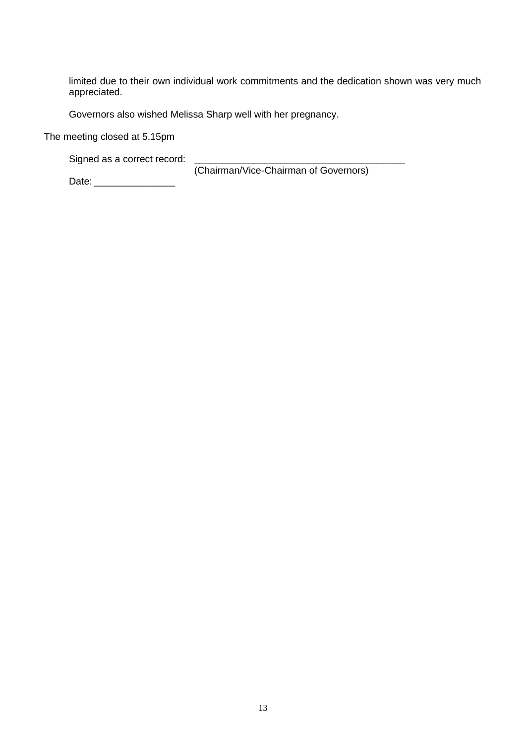limited due to their own individual work commitments and the dedication shown was very much appreciated.

Governors also wished Melissa Sharp well with her pregnancy.

The meeting closed at 5.15pm

Signed as a correct record: ________________________________________
(Chairman/Vice-Chairman of Governors)

Date: _______________